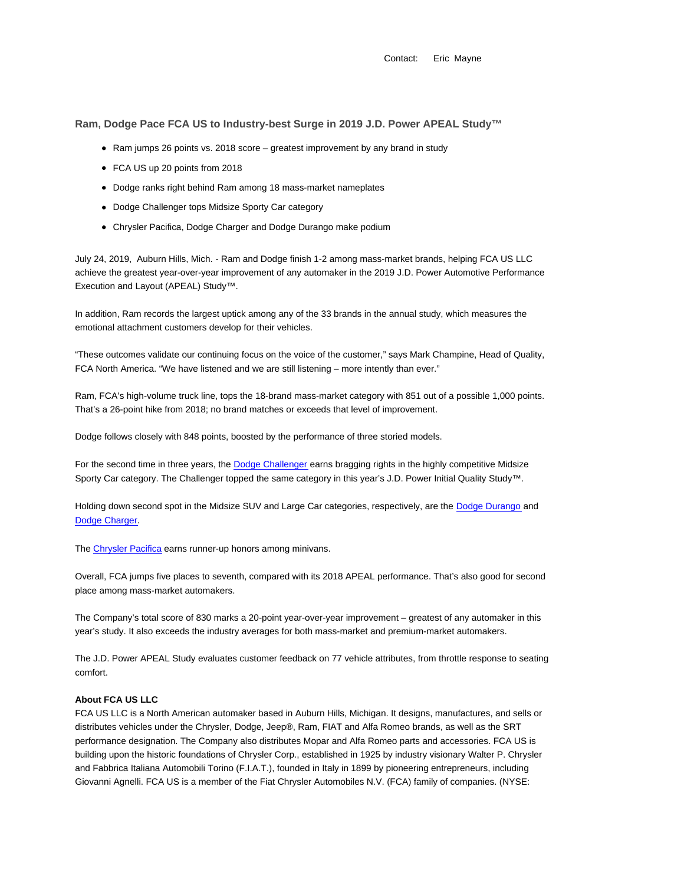Contact: Eric Mayne

## Ram, Dodge Pace FCA US to Industry-best Surge in 2019 J.D. Power APEAL Study™

- Ram jumps 26 points vs. 2018 score – greatest improvement by any brand in study
- FCA US up 20 points from 2018
- Dodge ranks right behind Ram among 18 mass-market nameplates
- Dodge Challenger tops Midsize Sporty Car category
- Chrysler Pacifica, Dodge Charger and Dodge Durango make podium

July 24, 2019, Auburn Hills, Mich. - Ram and Dodge finish 1-2 among mass-market brands, helping FCA US LLC achieve the greatest year-over-year improvement of any automaker in the 2019 J.D. Power Automotive Performance Execution and Layout (APEAL) Study™.

In addition, Ram records the largest uptick among any of the 33 brands in the annual study, which measures the emotional attachment customers develop for their vehicles.

"These outcomes validate our continuing focus on the voice of the customer," says Mark Champine, Head of Quality, FCA North America. "We have listened and we are still listening – more intently than ever."

Ram, FCA's high-volume truck line, tops the 18-brand mass-market category with 851 out of a possible 1,000 points. That's a 26-point hike from 2018; no brand matches or exceeds that level of improvement.

Dodge follows closely with 848 points, boosted by the performance of three storied models.

For the second time in three years, the Dodge Challenger earns bragging rights in the highly competitive Midsize Sporty Car category. The Challenger topped the same category in this year's J.D. Power Initial Quality Study™.

Holding down second spot in the Midsize SUV and Large Car categories, respectively, are the Dodge Durango and Dodge Charger.

The Chrysler Pacifica earns runner-up honors among minivans.

Overall, FCA jumps five places to seventh, compared with its 2018 APEAL performance. That's also good for second place among mass-market automakers.

The Company's total score of 830 marks a 20-point year-over-year improvement – greatest of any automaker in this year's study. It also exceeds the industry averages for both mass-market and premium-market automakers.

The J.D. Power APEAL Study evaluates customer feedback on 77 vehicle attributes, from throttle response to seating comfort.

**About FCA US LLC**

FCA US LLC is a North American automaker based in Auburn Hills, Michigan. It designs, manufactures, and sells or distributes vehicles under the Chrysler, Dodge, Jeep®, Ram, FIAT and Alfa Romeo brands, as well as the SRT performance designation. The Company also distributes Mopar and Alfa Romeo parts and accessories. FCA US is building upon the historic foundations of Chrysler Corp., established in 1925 by industry visionary Walter P. Chrysler and Fabbrica Italiana Automobili Torino (F.I.A.T.), founded in Italy in 1899 by pioneering entrepreneurs, including Giovanni Agnelli. FCA US is a member of the Fiat Chrysler Automobiles N.V. (FCA) family of companies. (NYSE: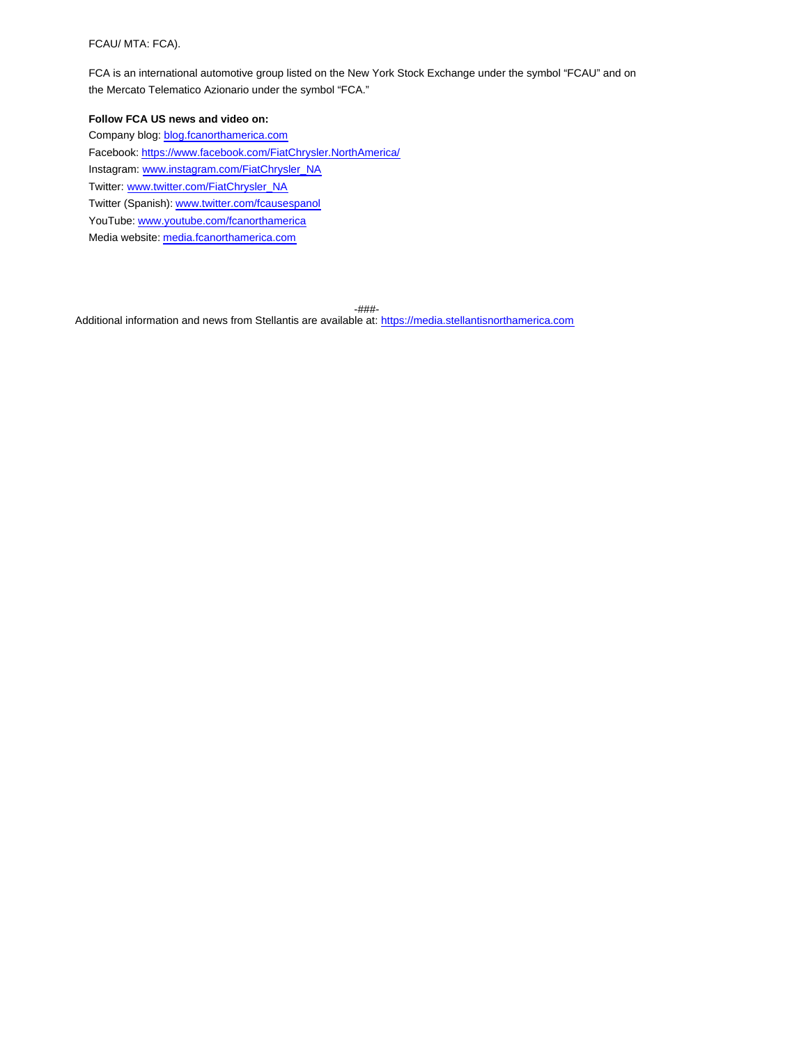FCAU/ MTA: FCA).

FCA is an international automotive group listed on the New York Stock Exchange under the symbol “FCAU” and on the Mercato Telematico Azionario under the symbol “FCA.”

**Follow FCA US news and video on:**

Company blog: blog.fcanorthamerica.com
Facebook: https://www.facebook.com/FiatChrysler.NorthAmerica/
Instagram: www.instagram.com/FiatChrysler_NA
Twitter: www.twitter.com/FiatChrysler_NA
Twitter (Spanish): www.twitter.com/fcausespanol
YouTube: www.youtube.com/fcanorthamerica
Media website: media.fcanorthamerica.com

-###-

Additional information and news from Stellantis are available at: https://media.stellantisnorthamerica.com